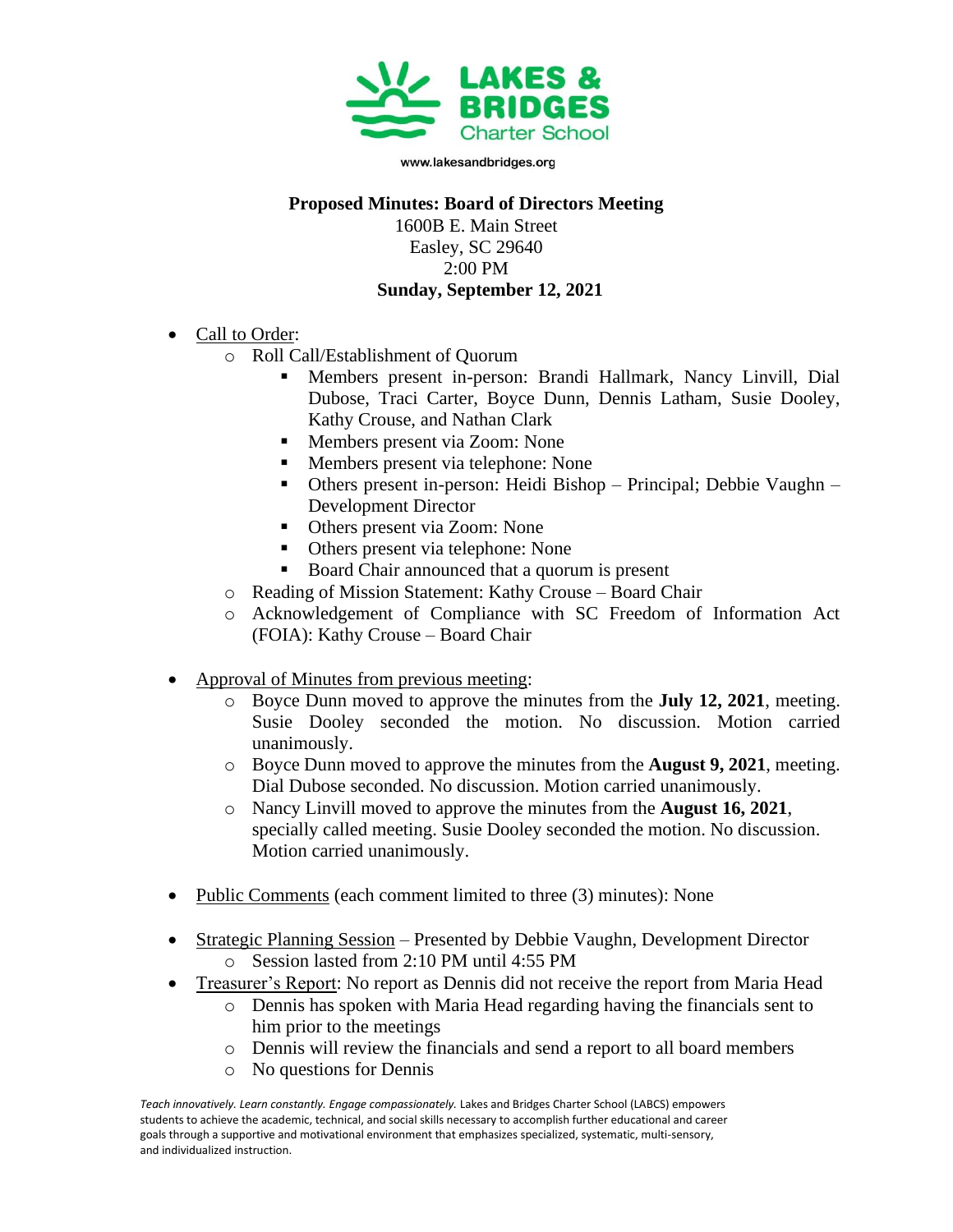**LAKES & BRIDGES** Charter School

www.lakesandbridges.org

**Proposed Minutes: Board of Directors Meeting**
1600B E. Main Street
Easley, SC 29640
2:00 PM
**Sunday, September 12, 2021**

- Call to Order:
  - Roll Call/Establishment of Quorum
    - Members present in-person: Brandi Hallmark, Nancy Linvill, Dial Dubose, Traci Carter, Boyce Dunn, Dennis Latham, Susie Dooley, Kathy Crouse, and Nathan Clark
    - Members present via Zoom: None
    - Members present via telephone: None
    - Others present in-person: Heidi Bishop – Principal; Debbie Vaughn – Development Director
    - Others present via Zoom: None
    - Others present via telephone: None
    - Board Chair announced that a quorum is present
  - Reading of Mission Statement: Kathy Crouse – Board Chair
  - Acknowledgement of Compliance with SC Freedom of Information Act (FOIA): Kathy Crouse – Board Chair

- Approval of Minutes from previous meeting:
  - Boyce Dunn moved to approve the minutes from the **July 12, 2021**, meeting. Susie Dooley seconded the motion. No discussion. Motion carried unanimously.
  - Boyce Dunn moved to approve the minutes from the **August 9, 2021**, meeting. Dial Dubose seconded. No discussion. Motion carried unanimously.
  - Nancy Linvill moved to approve the minutes from the **August 16, 2021**, specially called meeting. Susie Dooley seconded the motion. No discussion. Motion carried unanimously.

- Public Comments (each comment limited to three (3) minutes): None

- Strategic Planning Session – Presented by Debbie Vaughn, Development Director
  - Session lasted from 2:10 PM until 4:55 PM
- Treasurer's Report: No report as Dennis did not receive the report from Maria Head
  - Dennis has spoken with Maria Head regarding having the financials sent to him prior to the meetings
  - Dennis will review the financials and send a report to all board members
  - No questions for Dennis

*Teach innovatively. Learn constantly. Engage compassionately.* Lakes and Bridges Charter School (LABCS) empowers students to achieve the academic, technical, and social skills necessary to accomplish further educational and career goals through a supportive and motivational environment that emphasizes specialized, systematic, multi-sensory, and individualized instruction.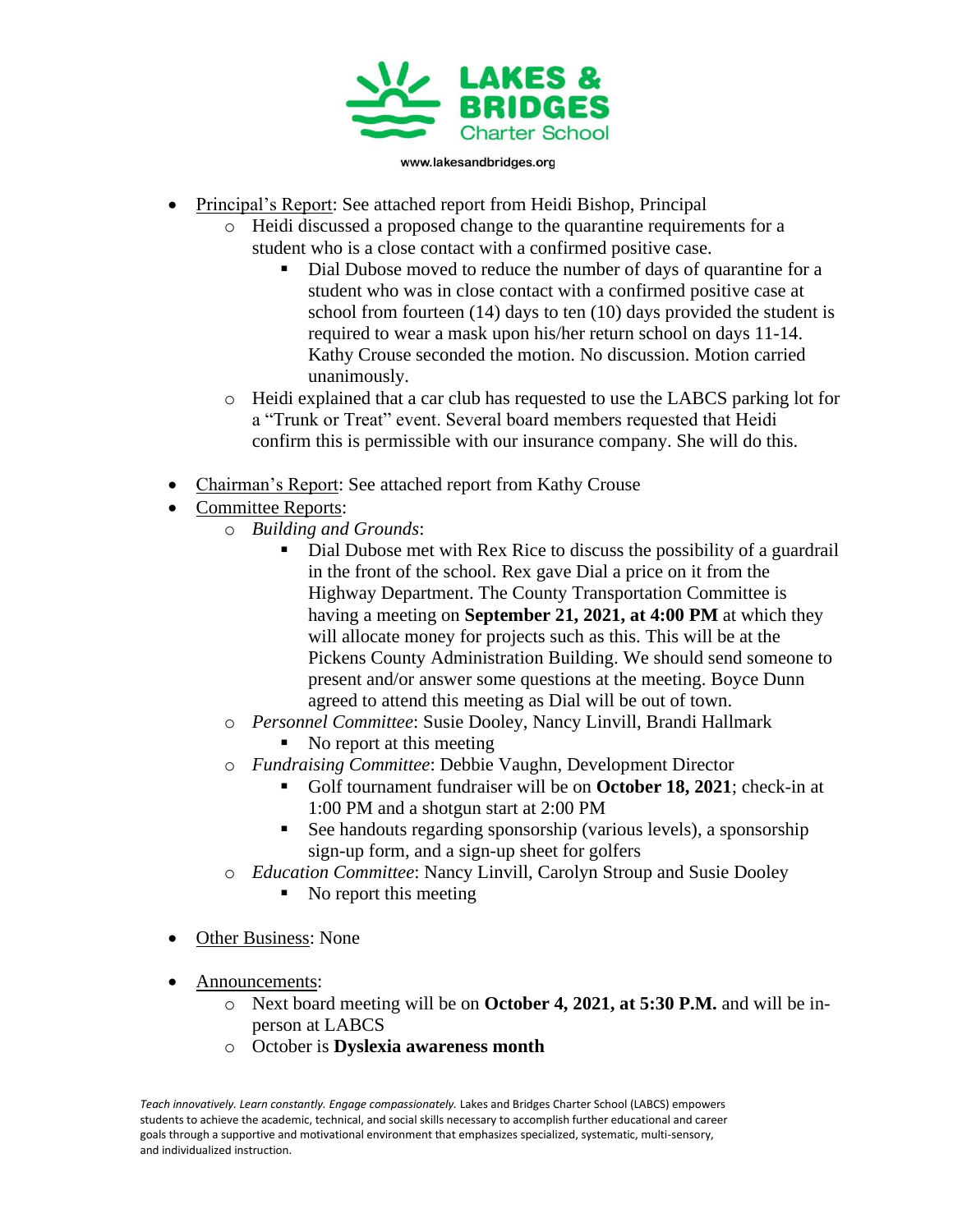- Principal's Report: See attached report from Heidi Bishop, Principal
  - Heidi discussed a proposed change to the quarantine requirements for a student who is a close contact with a confirmed positive case.
    - Dial Dubose moved to reduce the number of days of quarantine for a student who was in close contact with a confirmed positive case at school from fourteen (14) days to ten (10) days provided the student is required to wear a mask upon his/her return school on days 11-14. Kathy Crouse seconded the motion. No discussion. Motion carried unanimously.
  - Heidi explained that a car club has requested to use the LABCS parking lot for a "Trunk or Treat" event. Several board members requested that Heidi confirm this is permissible with our insurance company. She will do this.

- Chairman's Report: See attached report from Kathy Crouse
- Committee Reports:
  - *Building and Grounds*:
    - Dial Dubose met with Rex Rice to discuss the possibility of a guardrail in the front of the school. Rex gave Dial a price on it from the Highway Department. The County Transportation Committee is having a meeting on **September 21, 2021, at 4:00 PM** at which they will allocate money for projects such as this. This will be at the Pickens County Administration Building. We should send someone to present and/or answer some questions at the meeting. Boyce Dunn agreed to attend this meeting as Dial will be out of town.
  - *Personnel Committee*: Susie Dooley, Nancy Linvill, Brandi Hallmark
    - No report at this meeting
  - *Fundraising Committee*: Debbie Vaughn, Development Director
    - Golf tournament fundraiser will be on **October 18, 2021**; check-in at 1:00 PM and a shotgun start at 2:00 PM
    - See handouts regarding sponsorship (various levels), a sponsorship sign-up form, and a sign-up sheet for golfers
  - *Education Committee*: Nancy Linvill, Carolyn Stroup and Susie Dooley
    - No report this meeting

- Other Business: None

- Announcements:
  - Next board meeting will be on **October 4, 2021, at 5:30 P.M.** and will be in-person at LABCS
  - October is **Dyslexia awareness month**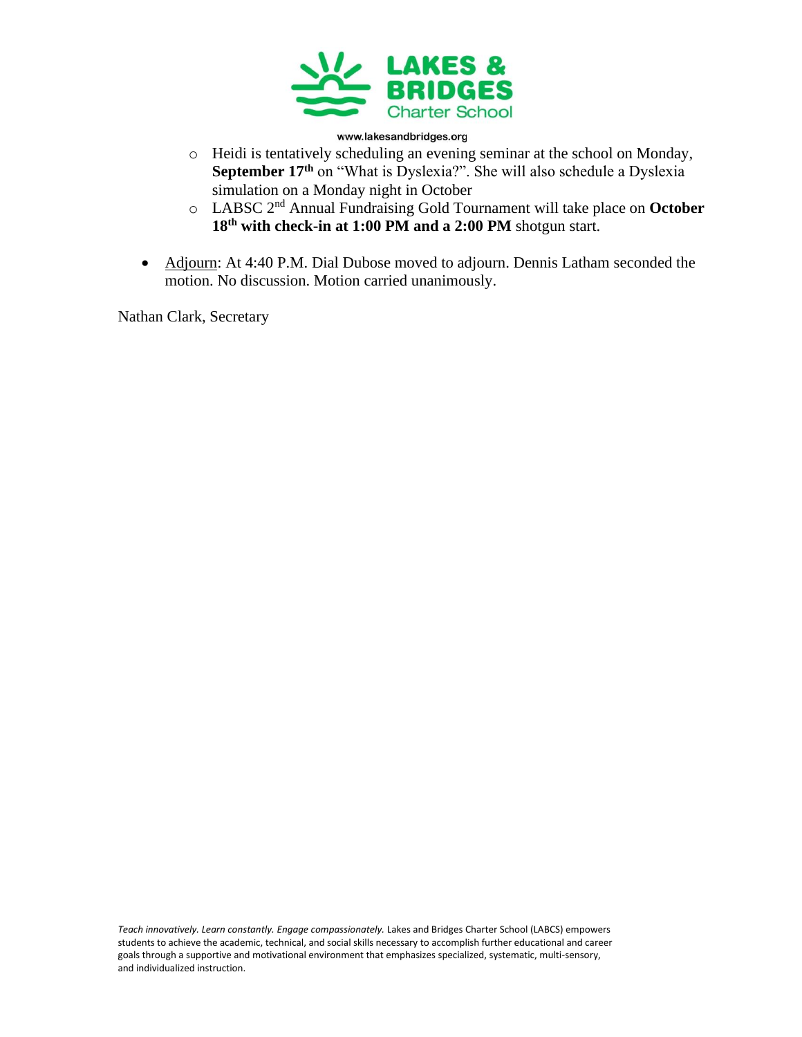- Heidi is tentatively scheduling an evening seminar at the school on Monday, **September 17th** on "What is Dyslexia?". She will also schedule a Dyslexia simulation on a Monday night in October
- LABSC 2nd Annual Fundraising Gold Tournament will take place on **October 18th with check-in at 1:00 PM and a 2:00 PM** shotgun start.

- Adjourn: At 4:40 P.M. Dial Dubose moved to adjourn. Dennis Latham seconded the motion. No discussion. Motion carried unanimously.

Nathan Clark, Secretary

*Teach innovatively. Learn constantly. Engage compassionately.* Lakes and Bridges Charter School (LABCS) empowers students to achieve the academic, technical, and social skills necessary to accomplish further educational and career goals through a supportive and motivational environment that emphasizes specialized, systematic, multi-sensory, and individualized instruction.